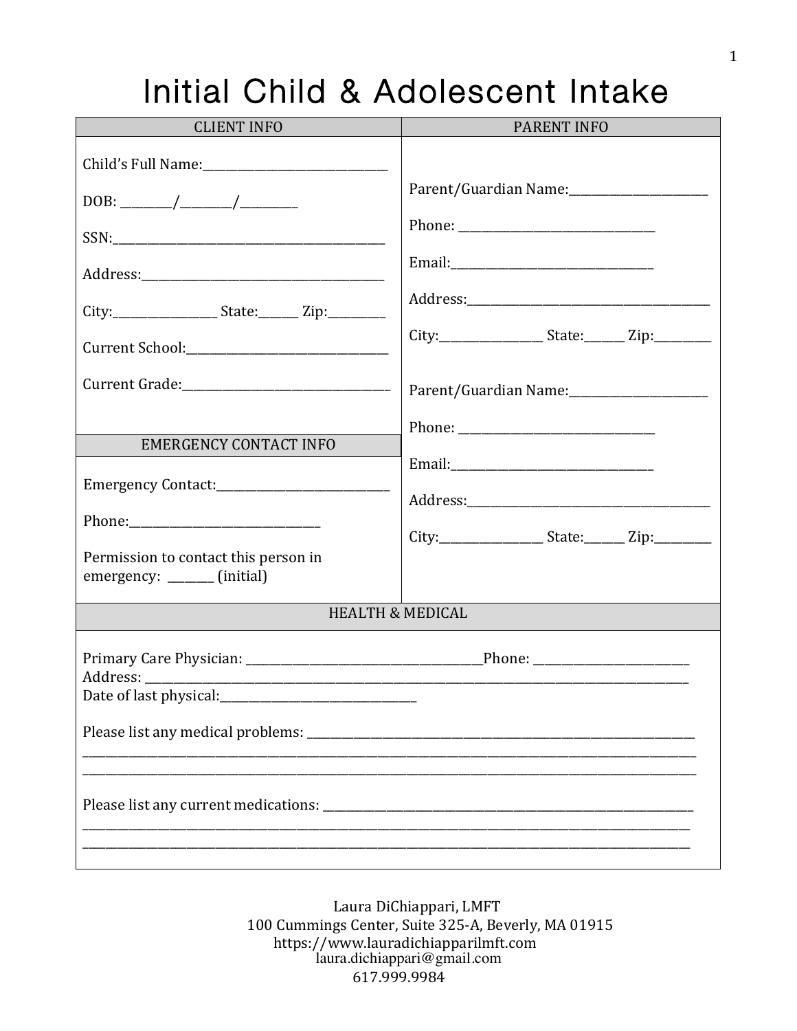# Initial Child & Adolescent Intake

| CLIENT INFO | PARENT INFO |
| --- | --- |
| Child's Full Name:_______________________________<br><br>DOB: ________/________/_________<br><br>SSN:_____________________________________________<br><br>Address:_________________________________________<br><br>City:________________ State:______ Zip:_________<br><br>Current School:__________________________________<br><br>Current Grade:___________________________________ | Parent/Guardian Name:______________________<br><br>Phone: _________________________________<br><br>Email:_________________________________<br><br>Address:________________________________________<br><br>City:________________ State:______ Zip:_________<br><br>Parent/Guardian Name:______________________<br><br>Phone: _________________________________<br><br>Email:_________________________________<br><br>Address:________________________________________<br><br>City:________________ State:______ Zip:_________ |
| **EMERGENCY CONTACT INFO** | |
| Emergency Contact:____________________________<br><br>Phone:_______________________________<br><br>Permission to contact this person in emergency: _______ (initial) | |

## HEALTH & MEDICAL

Primary Care Physician: ______________________________________Phone: _________________________
Address: _________________________________________________________________________________________
Date of last physical:________________________________

Please list any medical problems: _____________________________________________________________
_______________________________________________________________________________________________
_______________________________________________________________________________________________

Please list any current medications: ___________________________________________________________
_______________________________________________________________________________________________
_______________________________________________________________________________________________

Laura DiChiappari, LMFT
100 Cummings Center, Suite 325-A, Beverly, MA 01915
https://www.lauradichiapparilmft.com
laura.dichiappari@gmail.com
617.999.9984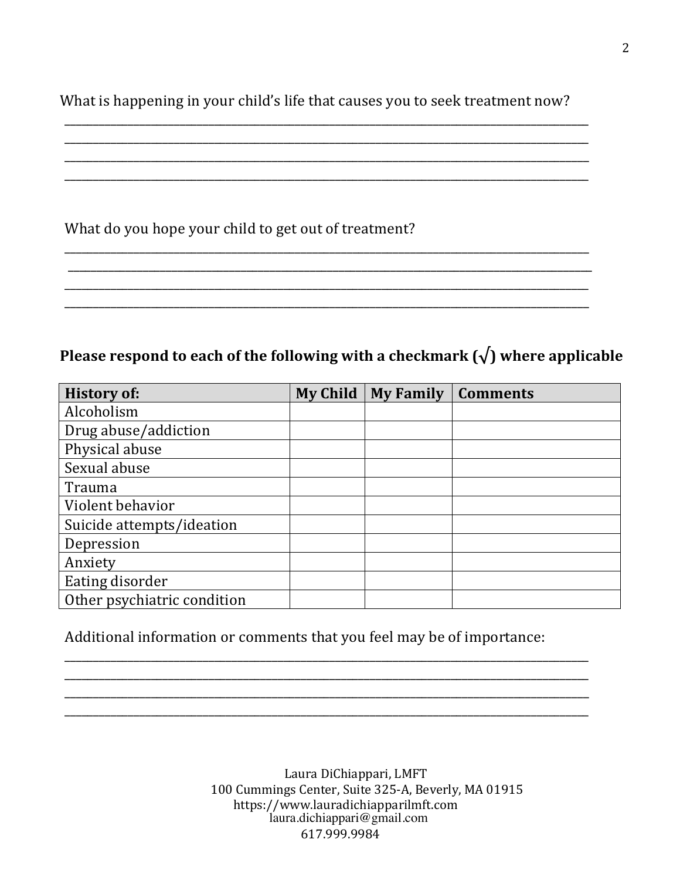What is happening in your child's life that causes you to seek treatment now?

\_\_\_\_\_\_\_\_\_\_\_\_\_\_\_\_\_\_\_\_\_\_\_\_\_\_\_\_\_\_\_\_\_\_\_\_\_\_\_\_\_\_\_\_\_\_\_\_\_\_\_\_\_\_\_\_\_\_\_\_\_\_\_\_\_\_\_\_\_\_\_\_\_\_\_\_\_\_

\_\_\_\_\_\_\_\_\_\_\_\_\_\_\_\_\_\_\_\_\_\_\_\_\_\_\_\_\_\_\_\_\_\_\_\_\_\_\_\_\_\_\_\_\_\_\_\_\_\_\_\_\_\_\_\_\_\_\_\_\_\_\_\_\_\_\_\_\_\_\_\_\_\_\_\_\_\_

\_\_\_\_\_\_\_\_\_\_\_\_\_\_\_\_\_\_\_\_\_\_\_\_\_\_\_\_\_\_\_\_\_\_\_\_\_\_\_\_\_\_\_\_\_\_\_\_\_\_\_\_\_\_\_\_\_\_\_\_\_\_\_\_\_\_\_\_\_\_\_\_\_\_\_\_\_\_

\_\_\_\_\_\_\_\_\_\_\_\_\_\_\_\_\_\_\_\_\_\_\_\_\_\_\_\_\_\_\_\_\_\_\_\_\_\_\_\_\_\_\_\_\_\_\_\_\_\_\_\_\_\_\_\_\_\_\_\_\_\_\_\_\_\_\_\_\_\_\_\_\_\_\_\_\_\_

What do you hope your child to get out of treatment?

\_\_\_\_\_\_\_\_\_\_\_\_\_\_\_\_\_\_\_\_\_\_\_\_\_\_\_\_\_\_\_\_\_\_\_\_\_\_\_\_\_\_\_\_\_\_\_\_\_\_\_\_\_\_\_\_\_\_\_\_\_\_\_\_\_\_\_\_\_\_\_\_\_\_\_\_\_\_

\_\_\_\_\_\_\_\_\_\_\_\_\_\_\_\_\_\_\_\_\_\_\_\_\_\_\_\_\_\_\_\_\_\_\_\_\_\_\_\_\_\_\_\_\_\_\_\_\_\_\_\_\_\_\_\_\_\_\_\_\_\_\_\_\_\_\_\_\_\_\_\_\_\_\_\_\_\_

\_\_\_\_\_\_\_\_\_\_\_\_\_\_\_\_\_\_\_\_\_\_\_\_\_\_\_\_\_\_\_\_\_\_\_\_\_\_\_\_\_\_\_\_\_\_\_\_\_\_\_\_\_\_\_\_\_\_\_\_\_\_\_\_\_\_\_\_\_\_\_\_\_\_\_\_\_\_

\_\_\_\_\_\_\_\_\_\_\_\_\_\_\_\_\_\_\_\_\_\_\_\_\_\_\_\_\_\_\_\_\_\_\_\_\_\_\_\_\_\_\_\_\_\_\_\_\_\_\_\_\_\_\_\_\_\_\_\_\_\_\_\_\_\_\_\_\_\_\_\_\_\_\_\_\_\_

**Please respond to each of the following with a checkmark (√) where applicable**

| History of: | My Child | My Family | Comments |
|---|---|---|---|
| Alcoholism | | | |
| Drug abuse/addiction | | | |
| Physical abuse | | | |
| Sexual abuse | | | |
| Trauma | | | |
| Violent behavior | | | |
| Suicide attempts/ideation | | | |
| Depression | | | |
| Anxiety | | | |
| Eating disorder | | | |
| Other psychiatric condition | | | |

Additional information or comments that you feel may be of importance:

\_\_\_\_\_\_\_\_\_\_\_\_\_\_\_\_\_\_\_\_\_\_\_\_\_\_\_\_\_\_\_\_\_\_\_\_\_\_\_\_\_\_\_\_\_\_\_\_\_\_\_\_\_\_\_\_\_\_\_\_\_\_\_\_\_\_\_\_\_\_\_\_\_\_\_\_\_\_

\_\_\_\_\_\_\_\_\_\_\_\_\_\_\_\_\_\_\_\_\_\_\_\_\_\_\_\_\_\_\_\_\_\_\_\_\_\_\_\_\_\_\_\_\_\_\_\_\_\_\_\_\_\_\_\_\_\_\_\_\_\_\_\_\_\_\_\_\_\_\_\_\_\_\_\_\_\_

\_\_\_\_\_\_\_\_\_\_\_\_\_\_\_\_\_\_\_\_\_\_\_\_\_\_\_\_\_\_\_\_\_\_\_\_\_\_\_\_\_\_\_\_\_\_\_\_\_\_\_\_\_\_\_\_\_\_\_\_\_\_\_\_\_\_\_\_\_\_\_\_\_\_\_\_\_\_

\_\_\_\_\_\_\_\_\_\_\_\_\_\_\_\_\_\_\_\_\_\_\_\_\_\_\_\_\_\_\_\_\_\_\_\_\_\_\_\_\_\_\_\_\_\_\_\_\_\_\_\_\_\_\_\_\_\_\_\_\_\_\_\_\_\_\_\_\_\_\_\_\_\_\_\_\_\_

Laura DiChiappari, LMFT
100 Cummings Center, Suite 325-A, Beverly, MA 01915
https://www.lauradichiapparilmft.com
laura.dichiappari@gmail.com
617.999.9984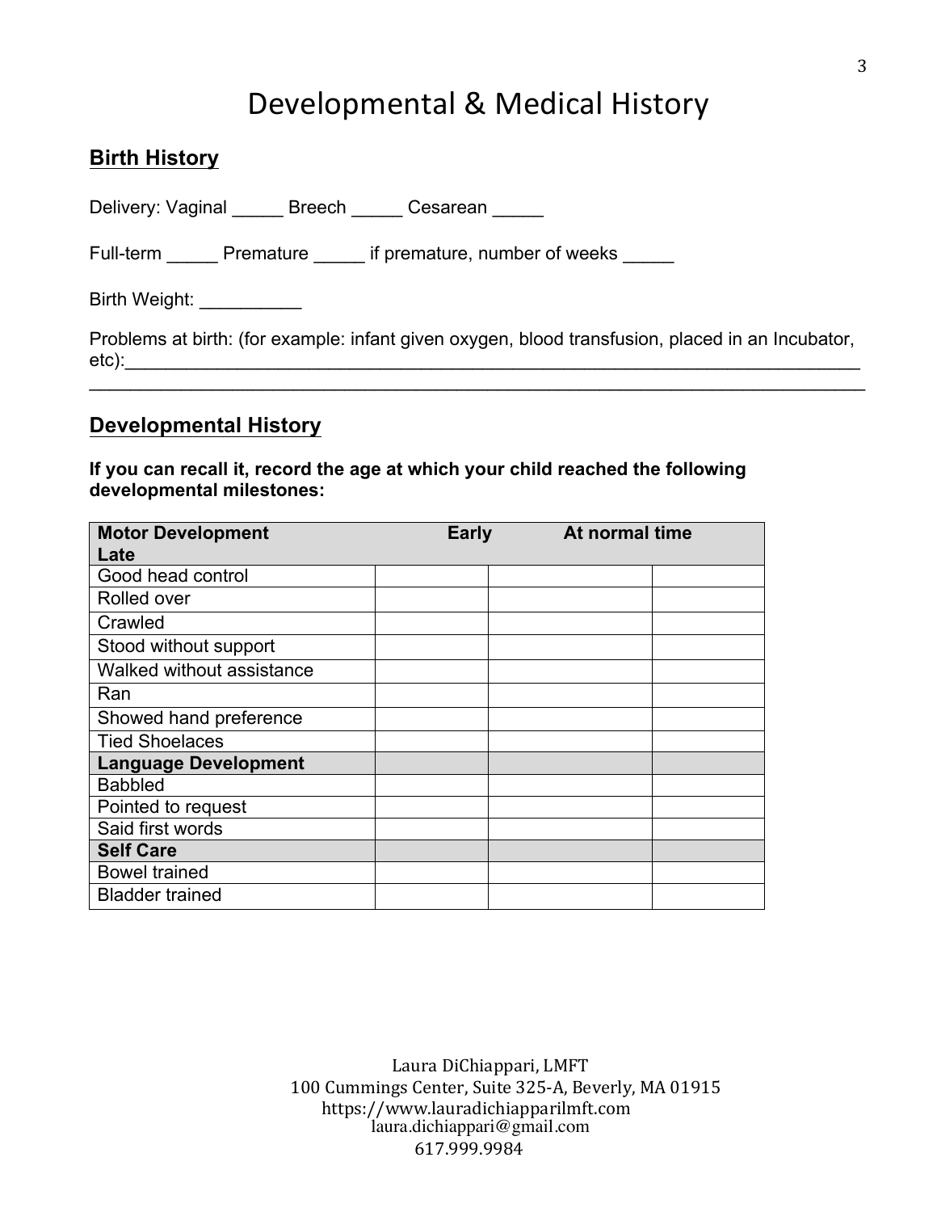# Developmental & Medical History

## Birth History

Delivery: Vaginal _____ Breech _____ Cesarean _____

Full-term _____ Premature _____ if premature, number of weeks _____

Birth Weight: __________

Problems at birth: (for example: infant given oxygen, blood transfusion, placed in an Incubator, etc):________________________________________________________________________________
________________________________________________________________________________

## Developmental History

**If you can recall it, record the age at which your child reached the following developmental milestones:**

| **Motor Development** | **Early** | **At normal time** | **Late** |
|---|---|---|---|
| Good head control | | | |
| Rolled over | | | |
| Crawled | | | |
| Stood without support | | | |
| Walked without assistance | | | |
| Ran | | | |
| Showed hand preference | | | |
| Tied Shoelaces | | | |
| **Language Development** | | | |
| Babbled | | | |
| Pointed to request | | | |
| Said first words | | | |
| **Self Care** | | | |
| Bowel trained | | | |
| Bladder trained | | | |

Laura DiChiappari, LMFT
100 Cummings Center, Suite 325-A, Beverly, MA 01915
https://www.lauradichiapparilmft.com
laura.dichiappari@gmail.com
617.999.9984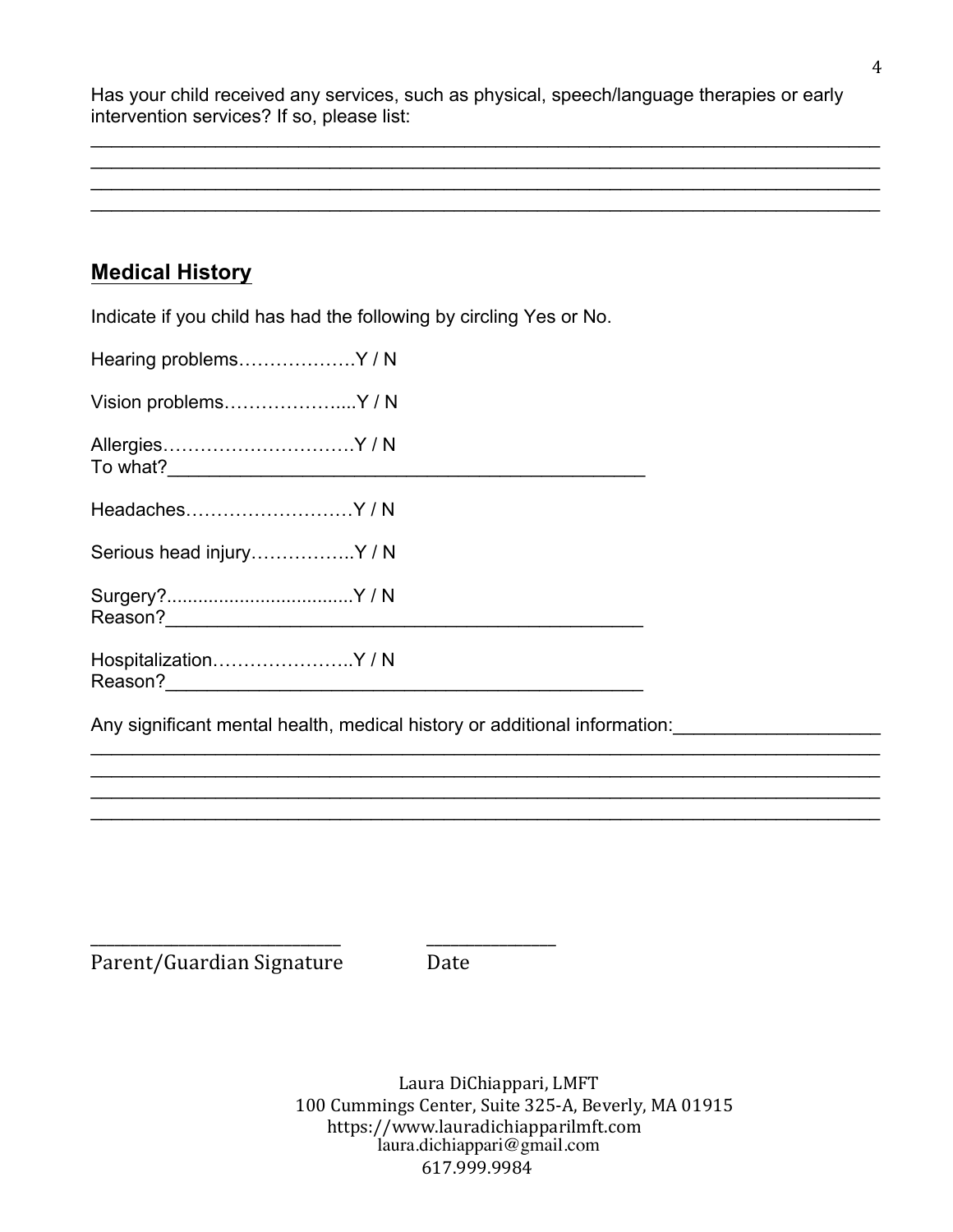Has your child received any services, such as physical, speech/language therapies or early intervention services? If so, please list:

________________________________________________________________________________
________________________________________________________________________________
________________________________________________________________________________
________________________________________________________________________________

## Medical History

Indicate if you child has had the following by circling Yes or No.

Hearing problems……………….Y / N

Vision problems………………...Y / N

Allergies………………………….Y / N
To what?_______________________________________________

Headaches………………………Y / N

Serious head injury……………..Y / N

Surgery?...................................Y / N
Reason?_______________________________________________

Hospitalization…………………..Y / N
Reason?_______________________________________________

Any significant mental health, medical history or additional information:____________________
________________________________________________________________________________
________________________________________________________________________________
________________________________________________________________________________
________________________________________________________________________________

_____________________________ _______________
Parent/Guardian Signature Date

Laura DiChiappari, LMFT
100 Cummings Center, Suite 325-A, Beverly, MA 01915
https://www.lauradichiapparilmft.com
laura.dichiappari@gmail.com
617.999.9984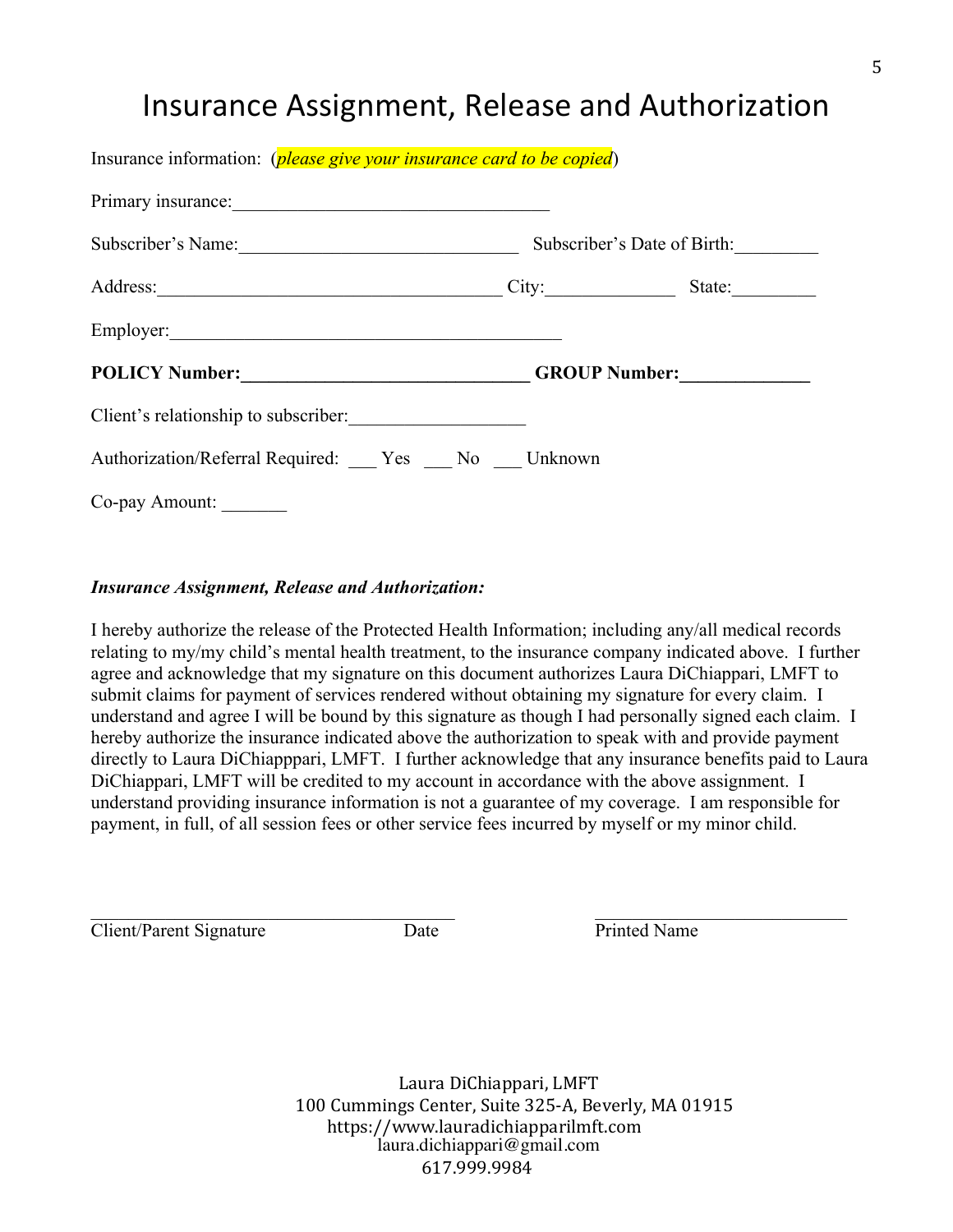# Insurance Assignment, Release and Authorization

Insurance information: (*please give your insurance card to be copied*)

Primary insurance:__________________________________

Subscriber's Name:____________________________ Subscriber's Date of Birth:_________

Address:____________________________________ City:______________ State:_________

Employer:__________________________________________

**POLICY Number:______________________________ GROUP Number:_____________**

Client's relationship to subscriber:__________________

Authorization/Referral Required: ___ Yes ___ No ___ Unknown

Co-pay Amount: _______

***Insurance Assignment, Release and Authorization:***

I hereby authorize the release of the Protected Health Information; including any/all medical records relating to my/my child's mental health treatment, to the insurance company indicated above. I further agree and acknowledge that my signature on this document authorizes Laura DiChiappari, LMFT to submit claims for payment of services rendered without obtaining my signature for every claim. I understand and agree I will be bound by this signature as though I had personally signed each claim. I hereby authorize the insurance indicated above the authorization to speak with and provide payment directly to Laura DiChiapppari, LMFT. I further acknowledge that any insurance benefits paid to Laura DiChiappari, LMFT will be credited to my account in accordance with the above assignment. I understand providing insurance information is not a guarantee of my coverage. I am responsible for payment, in full, of all session fees or other service fees incurred by myself or my minor child.

________________________________________ ____________________________

Client/Parent Signature Date Printed Name

Laura DiChiappari, LMFT
100 Cummings Center, Suite 325-A, Beverly, MA 01915
https://www.lauradichiapparilmft.com
laura.dichiappari@gmail.com
617.999.9984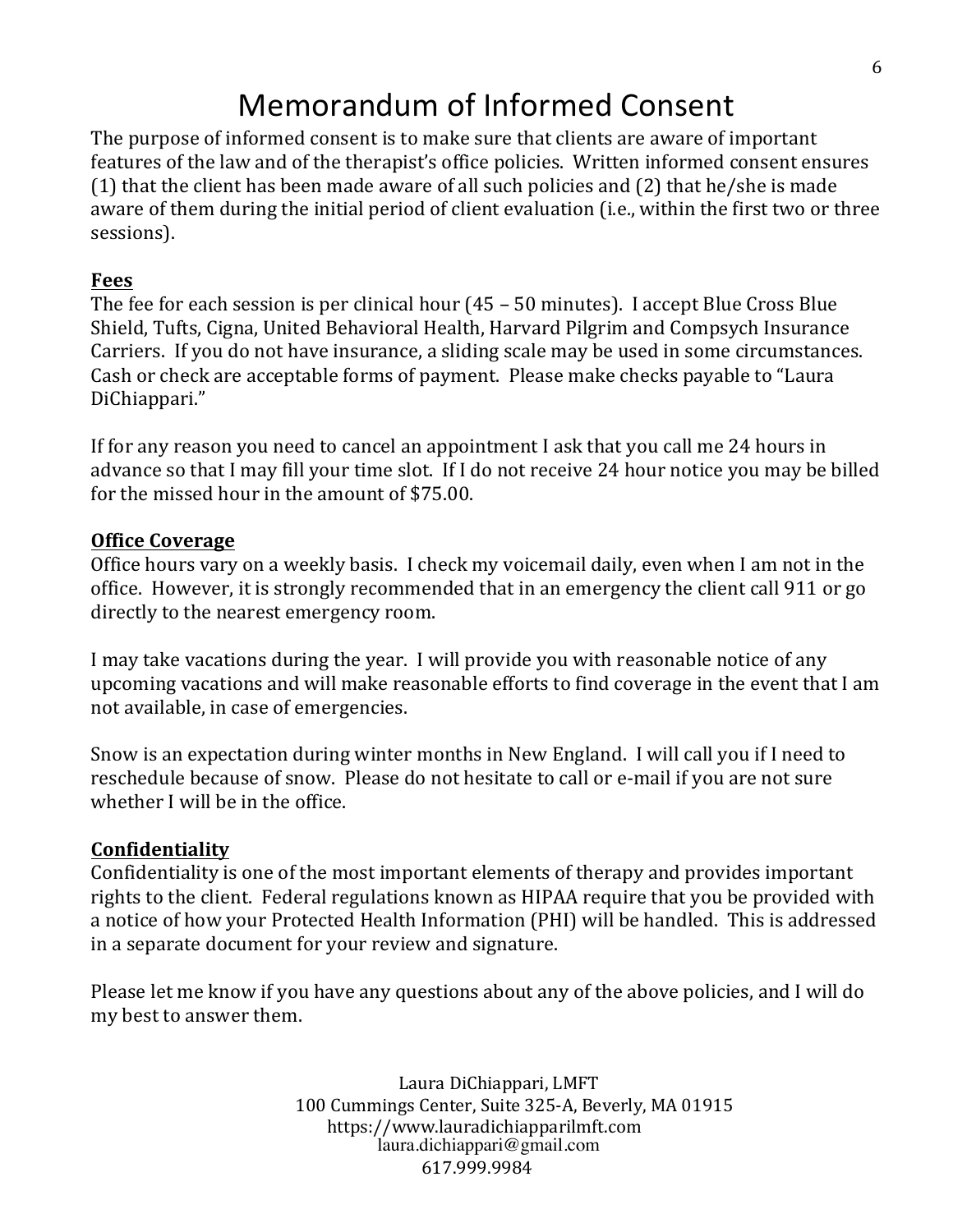# Memorandum of Informed Consent

The purpose of informed consent is to make sure that clients are aware of important features of the law and of the therapist's office policies. Written informed consent ensures (1) that the client has been made aware of all such policies and (2) that he/she is made aware of them during the initial period of client evaluation (i.e., within the first two or three sessions).

## Fees

The fee for each session is per clinical hour (45 – 50 minutes). I accept Blue Cross Blue Shield, Tufts, Cigna, United Behavioral Health, Harvard Pilgrim and Compsych Insurance Carriers. If you do not have insurance, a sliding scale may be used in some circumstances. Cash or check are acceptable forms of payment. Please make checks payable to "Laura DiChiappari."

If for any reason you need to cancel an appointment I ask that you call me 24 hours in advance so that I may fill your time slot. If I do not receive 24 hour notice you may be billed for the missed hour in the amount of $75.00.

## Office Coverage

Office hours vary on a weekly basis. I check my voicemail daily, even when I am not in the office. However, it is strongly recommended that in an emergency the client call 911 or go directly to the nearest emergency room.

I may take vacations during the year. I will provide you with reasonable notice of any upcoming vacations and will make reasonable efforts to find coverage in the event that I am not available, in case of emergencies.

Snow is an expectation during winter months in New England. I will call you if I need to reschedule because of snow. Please do not hesitate to call or e-mail if you are not sure whether I will be in the office.

## Confidentiality

Confidentiality is one of the most important elements of therapy and provides important rights to the client. Federal regulations known as HIPAA require that you be provided with a notice of how your Protected Health Information (PHI) will be handled. This is addressed in a separate document for your review and signature.

Please let me know if you have any questions about any of the above policies, and I will do my best to answer them.

Laura DiChiappari, LMFT
100 Cummings Center, Suite 325-A, Beverly, MA 01915
https://www.lauradichiapparilmft.com
laura.dichiappari@gmail.com
617.999.9984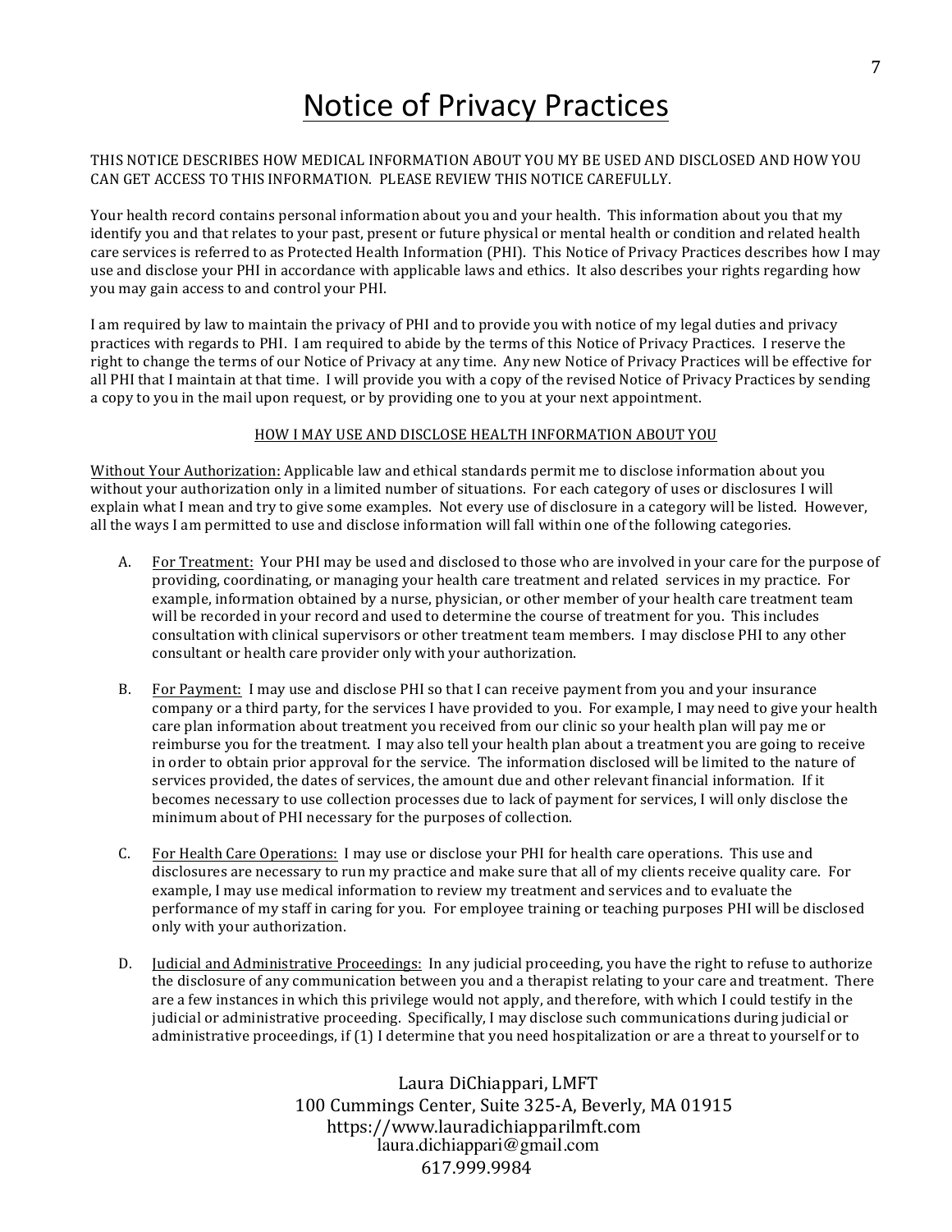# Notice of Privacy Practices

THIS NOTICE DESCRIBES HOW MEDICAL INFORMATION ABOUT YOU MY BE USED AND DISCLOSED AND HOW YOU CAN GET ACCESS TO THIS INFORMATION. PLEASE REVIEW THIS NOTICE CAREFULLY.

Your health record contains personal information about you and your health. This information about you that my identify you and that relates to your past, present or future physical or mental health or condition and related health care services is referred to as Protected Health Information (PHI). This Notice of Privacy Practices describes how I may use and disclose your PHI in accordance with applicable laws and ethics. It also describes your rights regarding how you may gain access to and control your PHI.

I am required by law to maintain the privacy of PHI and to provide you with notice of my legal duties and privacy practices with regards to PHI. I am required to abide by the terms of this Notice of Privacy Practices. I reserve the right to change the terms of our Notice of Privacy at any time. Any new Notice of Privacy Practices will be effective for all PHI that I maintain at that time. I will provide you with a copy of the revised Notice of Privacy Practices by sending a copy to you in the mail upon request, or by providing one to you at your next appointment.

## HOW I MAY USE AND DISCLOSE HEALTH INFORMATION ABOUT YOU

Without Your Authorization: Applicable law and ethical standards permit me to disclose information about you without your authorization only in a limited number of situations. For each category of uses or disclosures I will explain what I mean and try to give some examples. Not every use of disclosure in a category will be listed. However, all the ways I am permitted to use and disclose information will fall within one of the following categories.

A. For Treatment: Your PHI may be used and disclosed to those who are involved in your care for the purpose of providing, coordinating, or managing your health care treatment and related services in my practice. For example, information obtained by a nurse, physician, or other member of your health care treatment team will be recorded in your record and used to determine the course of treatment for you. This includes consultation with clinical supervisors or other treatment team members. I may disclose PHI to any other consultant or health care provider only with your authorization.

B. For Payment: I may use and disclose PHI so that I can receive payment from you and your insurance company or a third party, for the services I have provided to you. For example, I may need to give your health care plan information about treatment you received from our clinic so your health plan will pay me or reimburse you for the treatment. I may also tell your health plan about a treatment you are going to receive in order to obtain prior approval for the service. The information disclosed will be limited to the nature of services provided, the dates of services, the amount due and other relevant financial information. If it becomes necessary to use collection processes due to lack of payment for services, I will only disclose the minimum about of PHI necessary for the purposes of collection.

C. For Health Care Operations: I may use or disclose your PHI for health care operations. This use and disclosures are necessary to run my practice and make sure that all of my clients receive quality care. For example, I may use medical information to review my treatment and services and to evaluate the performance of my staff in caring for you. For employee training or teaching purposes PHI will be disclosed only with your authorization.

D. Judicial and Administrative Proceedings: In any judicial proceeding, you have the right to refuse to authorize the disclosure of any communication between you and a therapist relating to your care and treatment. There are a few instances in which this privilege would not apply, and therefore, with which I could testify in the judicial or administrative proceeding. Specifically, I may disclose such communications during judicial or administrative proceedings, if (1) I determine that you need hospitalization or are a threat to yourself or to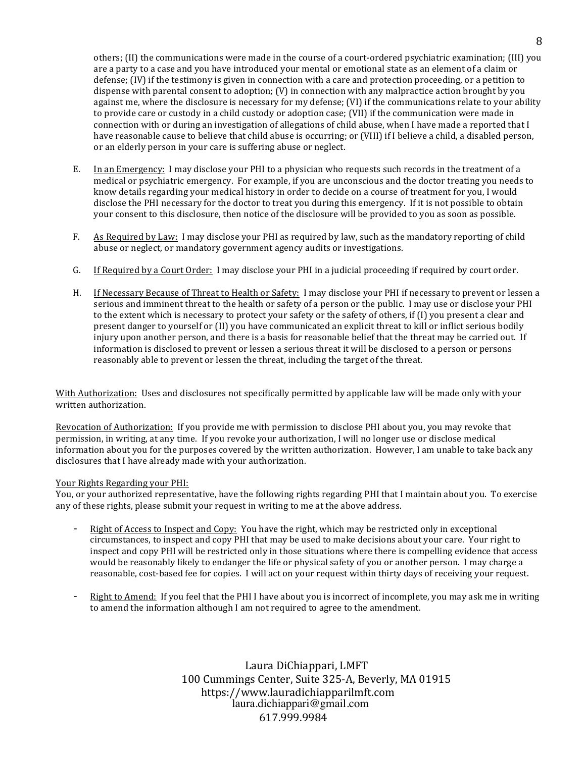others; (II) the communications were made in the course of a court-ordered psychiatric examination; (III) you are a party to a case and you have introduced your mental or emotional state as an element of a claim or defense; (IV) if the testimony is given in connection with a care and protection proceeding, or a petition to dispense with parental consent to adoption; (V) in connection with any malpractice action brought by you against me, where the disclosure is necessary for my defense; (VI) if the communications relate to your ability to provide care or custody in a child custody or adoption case; (VII) if the communication were made in connection with or during an investigation of allegations of child abuse, when I have made a reported that I have reasonable cause to believe that child abuse is occurring; or (VIII) if I believe a child, a disabled person, or an elderly person in your care is suffering abuse or neglect.

E. In an Emergency: I may disclose your PHI to a physician who requests such records in the treatment of a medical or psychiatric emergency. For example, if you are unconscious and the doctor treating you needs to know details regarding your medical history in order to decide on a course of treatment for you, I would disclose the PHI necessary for the doctor to treat you during this emergency. If it is not possible to obtain your consent to this disclosure, then notice of the disclosure will be provided to you as soon as possible.

F. As Required by Law: I may disclose your PHI as required by law, such as the mandatory reporting of child abuse or neglect, or mandatory government agency audits or investigations.

G. If Required by a Court Order: I may disclose your PHI in a judicial proceeding if required by court order.

H. If Necessary Because of Threat to Health or Safety: I may disclose your PHI if necessary to prevent or lessen a serious and imminent threat to the health or safety of a person or the public. I may use or disclose your PHI to the extent which is necessary to protect your safety or the safety of others, if (I) you present a clear and present danger to yourself or (II) you have communicated an explicit threat to kill or inflict serious bodily injury upon another person, and there is a basis for reasonable belief that the threat may be carried out. If information is disclosed to prevent or lessen a serious threat it will be disclosed to a person or persons reasonably able to prevent or lessen the threat, including the target of the threat.

With Authorization: Uses and disclosures not specifically permitted by applicable law will be made only with your written authorization.

Revocation of Authorization: If you provide me with permission to disclose PHI about you, you may revoke that permission, in writing, at any time. If you revoke your authorization, I will no longer use or disclose medical information about you for the purposes covered by the written authorization. However, I am unable to take back any disclosures that I have already made with your authorization.

Your Rights Regarding your PHI:
You, or your authorized representative, have the following rights regarding PHI that I maintain about you. To exercise any of these rights, please submit your request in writing to me at the above address.

- Right of Access to Inspect and Copy: You have the right, which may be restricted only in exceptional circumstances, to inspect and copy PHI that may be used to make decisions about your care. Your right to inspect and copy PHI will be restricted only in those situations where there is compelling evidence that access would be reasonably likely to endanger the life or physical safety of you or another person. I may charge a reasonable, cost-based fee for copies. I will act on your request within thirty days of receiving your request.

- Right to Amend: If you feel that the PHI I have about you is incorrect of incomplete, you may ask me in writing to amend the information although I am not required to agree to the amendment.

Laura DiChiappari, LMFT
100 Cummings Center, Suite 325-A, Beverly, MA 01915
https://www.lauradichiapparilmft.com
laura.dichiappari@gmail.com
617.999.9984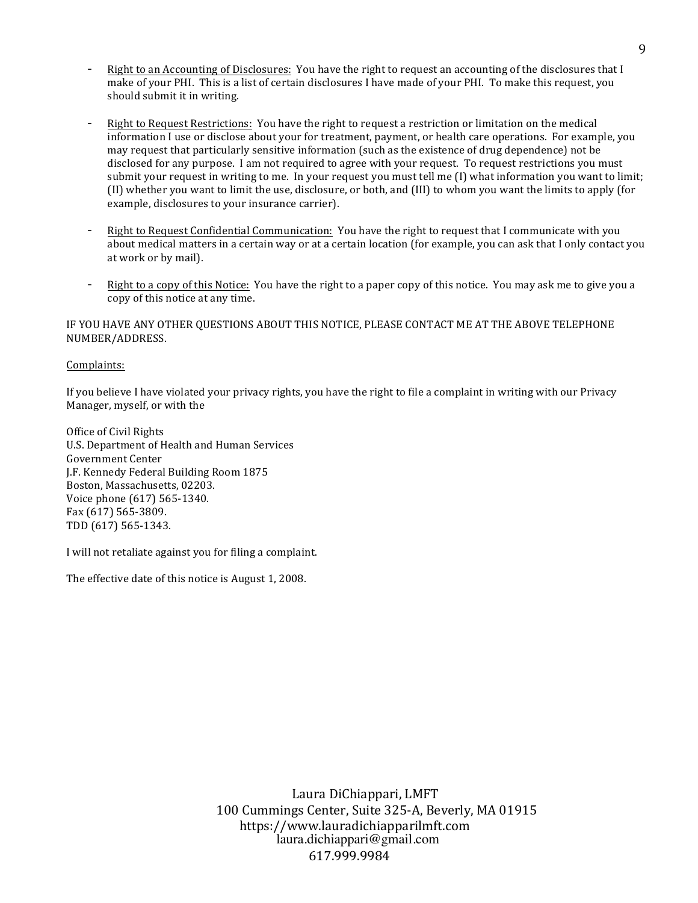- Right to an Accounting of Disclosures: You have the right to request an accounting of the disclosures that I make of your PHI. This is a list of certain disclosures I have made of your PHI. To make this request, you should submit it in writing.

- Right to Request Restrictions: You have the right to request a restriction or limitation on the medical information I use or disclose about your for treatment, payment, or health care operations. For example, you may request that particularly sensitive information (such as the existence of drug dependence) not be disclosed for any purpose. I am not required to agree with your request. To request restrictions you must submit your request in writing to me. In your request you must tell me (I) what information you want to limit; (II) whether you want to limit the use, disclosure, or both, and (III) to whom you want the limits to apply (for example, disclosures to your insurance carrier).

- Right to Request Confidential Communication: You have the right to request that I communicate with you about medical matters in a certain way or at a certain location (for example, you can ask that I only contact you at work or by mail).

- Right to a copy of this Notice: You have the right to a paper copy of this notice. You may ask me to give you a copy of this notice at any time.

IF YOU HAVE ANY OTHER QUESTIONS ABOUT THIS NOTICE, PLEASE CONTACT ME AT THE ABOVE TELEPHONE NUMBER/ADDRESS.

Complaints:

If you believe I have violated your privacy rights, you have the right to file a complaint in writing with our Privacy Manager, myself, or with the

Office of Civil Rights
U.S. Department of Health and Human Services
Government Center
J.F. Kennedy Federal Building Room 1875
Boston, Massachusetts, 02203.
Voice phone (617) 565-1340.
Fax (617) 565-3809.
TDD (617) 565-1343.

I will not retaliate against you for filing a complaint.

The effective date of this notice is August 1, 2008.

Laura DiChiappari, LMFT
100 Cummings Center, Suite 325-A, Beverly, MA 01915
https://www.lauradichiapparilmft.com
laura.dichiappari@gmail.com
617.999.9984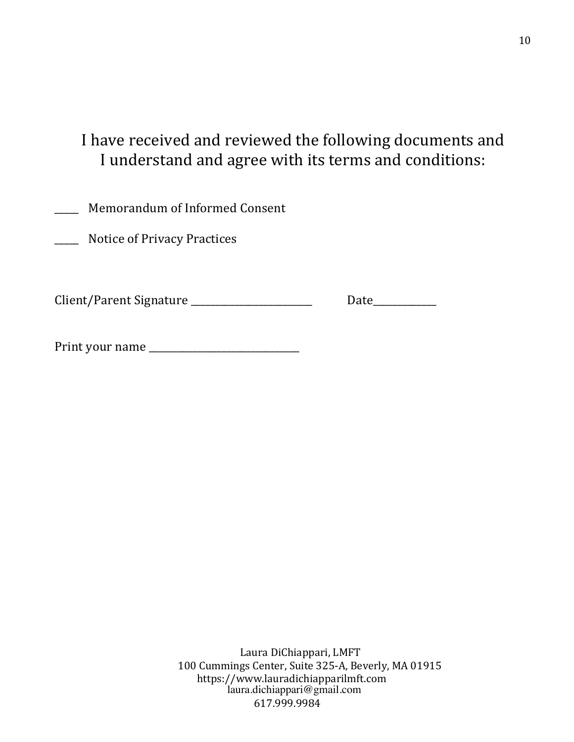I have received and reviewed the following documents and I understand and agree with its terms and conditions:

_____ Memorandum of Informed Consent

_____ Notice of Privacy Practices

Client/Parent Signature ___________________________ Date_____________

Print your name ________________________________

Laura DiChiappari, LMFT
100 Cummings Center, Suite 325-A, Beverly, MA 01915
https://www.lauradichiapparilmft.com
laura.dichiappari@gmail.com
617.999.9984